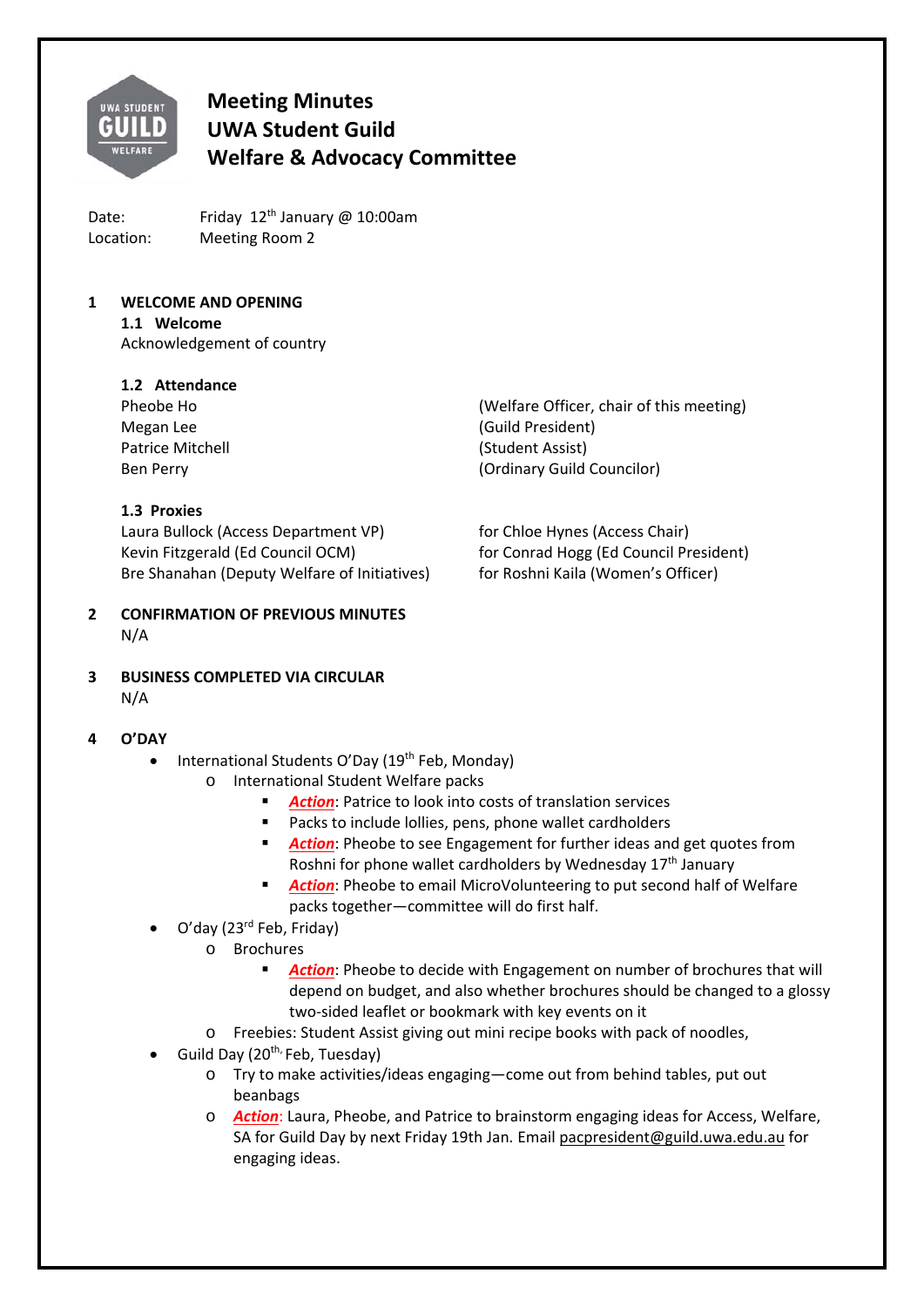# Meeting Minutes
# UWA Student Guild
# Welfare & Advocacy Committee

Date: Friday 12th January @ 10:00am
Location: Meeting Room 2

## 1 WELCOME AND OPENING

### 1.1 Welcome

Acknowledgement of country

### 1.2 Attendance

| | |
|---|---|
| Pheobe Ho | (Welfare Officer, chair of this meeting) |
| Megan Lee | (Guild President) |
| Patrice Mitchell | (Student Assist) |
| Ben Perry | (Ordinary Guild Councilor) |

### 1.3 Proxies

| | |
|---|---|
| Laura Bullock (Access Department VP) | for Chloe Hynes (Access Chair) |
| Kevin Fitzgerald (Ed Council OCM) | for Conrad Hogg (Ed Council President) |
| Bre Shanahan (Deputy Welfare of Initiatives) | for Roshni Kaila (Women's Officer) |

## 2 CONFIRMATION OF PREVIOUS MINUTES

N/A

## 3 BUSINESS COMPLETED VIA CIRCULAR

N/A

## 4 O'DAY

- International Students O'Day (19th Feb, Monday)
  - International Student Welfare packs
    - ***Action***: Patrice to look into costs of translation services
    - Packs to include lollies, pens, phone wallet cardholders
    - ***Action***: Pheobe to see Engagement for further ideas and get quotes from Roshni for phone wallet cardholders by Wednesday 17th January
    - ***Action***: Pheobe to email MicroVolunteering to put second half of Welfare packs together—committee will do first half.
- O'day (23rd Feb, Friday)
  - Brochures
    - ***Action***: Pheobe to decide with Engagement on number of brochures that will depend on budget, and also whether brochures should be changed to a glossy two-sided leaflet or bookmark with key events on it
  - Freebies: Student Assist giving out mini recipe books with pack of noodles,
- Guild Day (20th, Feb, Tuesday)
  - Try to make activities/ideas engaging—come out from behind tables, put out beanbags
  - ***Action***: Laura, Pheobe, and Patrice to brainstorm engaging ideas for Access, Welfare, SA for Guild Day by next Friday 19th Jan. Email pacpresident@guild.uwa.edu.au for engaging ideas.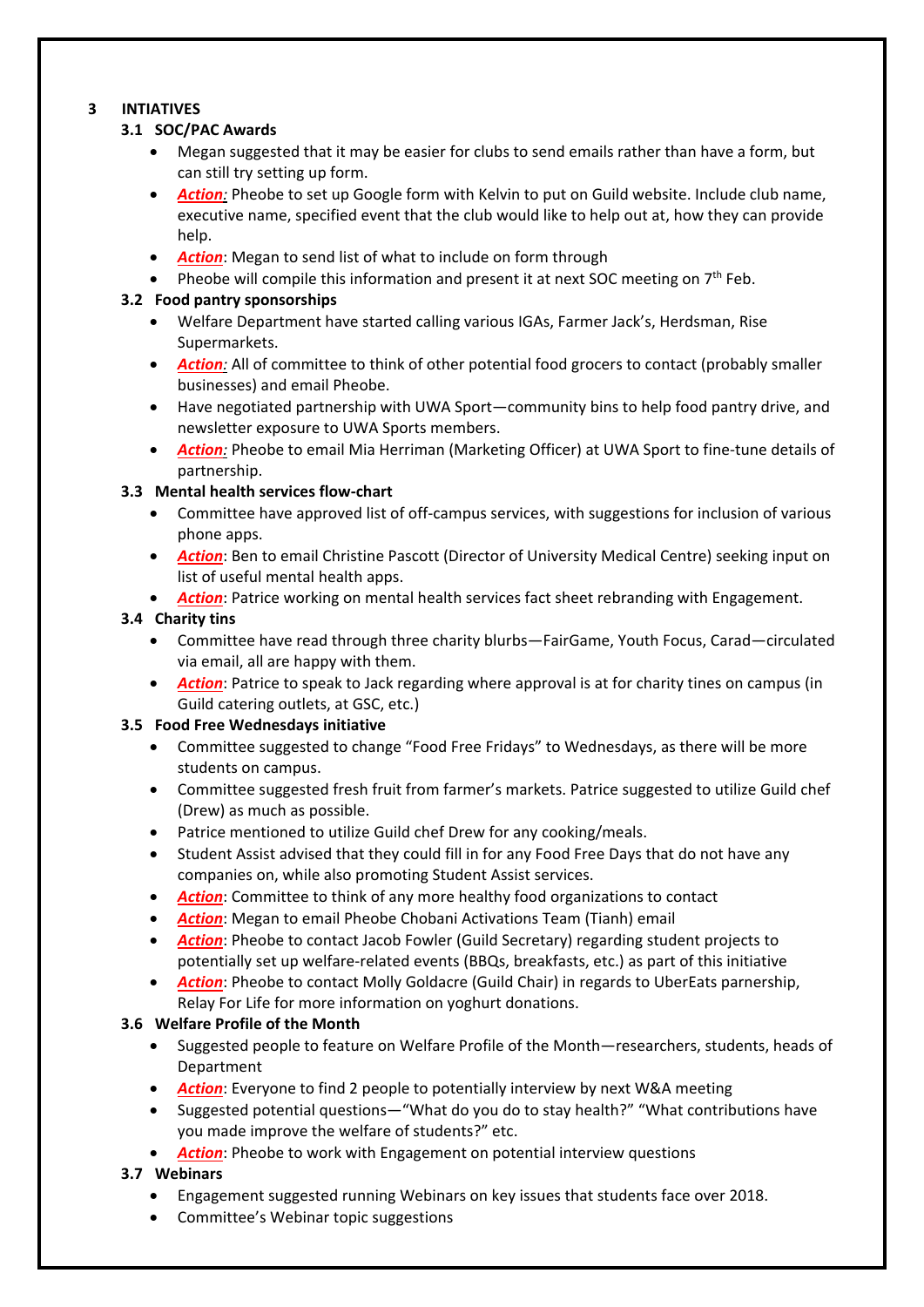# 3 INTIATIVES

## 3.1 SOC/PAC Awards

- Megan suggested that it may be easier for clubs to send emails rather than have a form, but can still try setting up form.
- ***Action:*** Pheobe to set up Google form with Kelvin to put on Guild website. Include club name, executive name, specified event that the club would like to help out at, how they can provide help.
- ***Action***: Megan to send list of what to include on form through
- Pheobe will compile this information and present it at next SOC meeting on 7th Feb.

## 3.2 Food pantry sponsorships

- Welfare Department have started calling various IGAs, Farmer Jack's, Herdsman, Rise Supermarkets.
- ***Action:*** All of committee to think of other potential food grocers to contact (probably smaller businesses) and email Pheobe.
- Have negotiated partnership with UWA Sport—community bins to help food pantry drive, and newsletter exposure to UWA Sports members.
- ***Action:*** Pheobe to email Mia Herriman (Marketing Officer) at UWA Sport to fine-tune details of partnership.

## 3.3 Mental health services flow-chart

- Committee have approved list of off-campus services, with suggestions for inclusion of various phone apps.
- ***Action***: Ben to email Christine Pascott (Director of University Medical Centre) seeking input on list of useful mental health apps.
- ***Action***: Patrice working on mental health services fact sheet rebranding with Engagement.

## 3.4 Charity tins

- Committee have read through three charity blurbs—FairGame, Youth Focus, Carad—circulated via email, all are happy with them.
- ***Action***: Patrice to speak to Jack regarding where approval is at for charity tines on campus (in Guild catering outlets, at GSC, etc.)

## 3.5 Food Free Wednesdays initiative

- Committee suggested to change "Food Free Fridays" to Wednesdays, as there will be more students on campus.
- Committee suggested fresh fruit from farmer's markets. Patrice suggested to utilize Guild chef (Drew) as much as possible.
- Patrice mentioned to utilize Guild chef Drew for any cooking/meals.
- Student Assist advised that they could fill in for any Food Free Days that do not have any companies on, while also promoting Student Assist services.
- ***Action***: Committee to think of any more healthy food organizations to contact
- ***Action***: Megan to email Pheobe Chobani Activations Team (Tianh) email
- ***Action***: Pheobe to contact Jacob Fowler (Guild Secretary) regarding student projects to potentially set up welfare-related events (BBQs, breakfasts, etc.) as part of this initiative
- ***Action***: Pheobe to contact Molly Goldacre (Guild Chair) in regards to UberEats parnership, Relay For Life for more information on yoghurt donations.

## 3.6 Welfare Profile of the Month

- Suggested people to feature on Welfare Profile of the Month—researchers, students, heads of Department
- ***Action***: Everyone to find 2 people to potentially interview by next W&A meeting
- Suggested potential questions—"What do you do to stay health?" "What contributions have you made improve the welfare of students?" etc.
- ***Action***: Pheobe to work with Engagement on potential interview questions

## 3.7 Webinars

- Engagement suggested running Webinars on key issues that students face over 2018.
- Committee's Webinar topic suggestions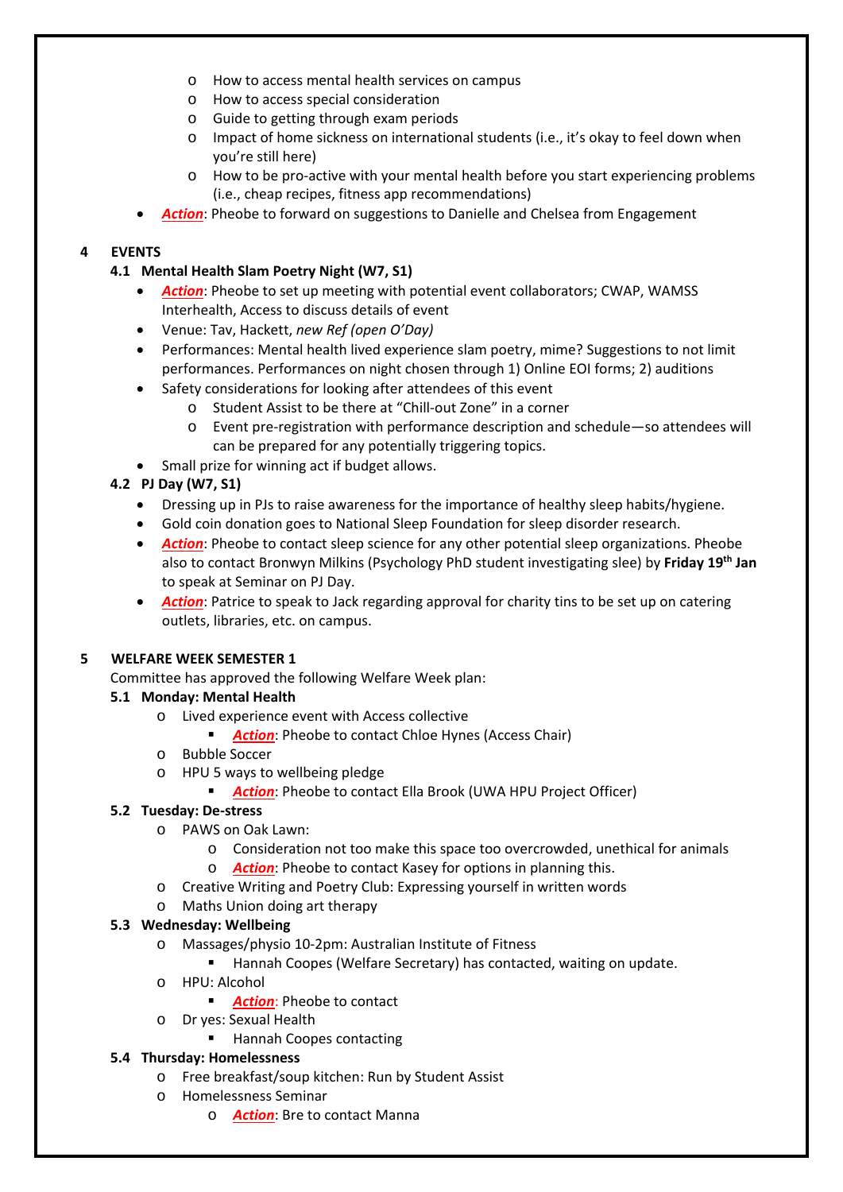- How to access mental health services on campus
  - How to access special consideration
  - Guide to getting through exam periods
  - Impact of home sickness on international students (i.e., it's okay to feel down when you're still here)
  - How to be pro-active with your mental health before you start experiencing problems (i.e., cheap recipes, fitness app recommendations)
- ***Action***: Pheobe to forward on suggestions to Danielle and Chelsea from Engagement

## 4 EVENTS

### 4.1 Mental Health Slam Poetry Night (W7, S1)

- ***Action***: Pheobe to set up meeting with potential event collaborators; CWAP, WAMSS Interhealth, Access to discuss details of event
- Venue: Tav, Hackett, *new Ref (open O'Day)*
- Performances: Mental health lived experience slam poetry, mime? Suggestions to not limit performances. Performances on night chosen through 1) Online EOI forms; 2) auditions
- Safety considerations for looking after attendees of this event
  - Student Assist to be there at "Chill-out Zone" in a corner
  - Event pre-registration with performance description and schedule—so attendees will can be prepared for any potentially triggering topics.
- Small prize for winning act if budget allows.

### 4.2 PJ Day (W7, S1)

- Dressing up in PJs to raise awareness for the importance of healthy sleep habits/hygiene.
- Gold coin donation goes to National Sleep Foundation for sleep disorder research.
- ***Action***: Pheobe to contact sleep science for any other potential sleep organizations. Pheobe also to contact Bronwyn Milkins (Psychology PhD student investigating slee) by **Friday 19th Jan** to speak at Seminar on PJ Day.
- ***Action***: Patrice to speak to Jack regarding approval for charity tins to be set up on catering outlets, libraries, etc. on campus.

## 5 WELFARE WEEK SEMESTER 1

Committee has approved the following Welfare Week plan:

### 5.1 Monday: Mental Health

- Lived experience event with Access collective
  - ***Action***: Pheobe to contact Chloe Hynes (Access Chair)
- Bubble Soccer
- HPU 5 ways to wellbeing pledge
  - ***Action***: Pheobe to contact Ella Brook (UWA HPU Project Officer)

### 5.2 Tuesday: De-stress

- PAWS on Oak Lawn:
  - Consideration not too make this space too overcrowded, unethical for animals
  - ***Action***: Pheobe to contact Kasey for options in planning this.
- Creative Writing and Poetry Club: Expressing yourself in written words
- Maths Union doing art therapy

### 5.3 Wednesday: Wellbeing

- Massages/physio 10-2pm: Australian Institute of Fitness
  - Hannah Coopes (Welfare Secretary) has contacted, waiting on update.
- HPU: Alcohol
  - ***Action***: Pheobe to contact
- Dr yes: Sexual Health
  - Hannah Coopes contacting

### 5.4 Thursday: Homelessness

- Free breakfast/soup kitchen: Run by Student Assist
- Homelessness Seminar
  - ***Action***: Bre to contact Manna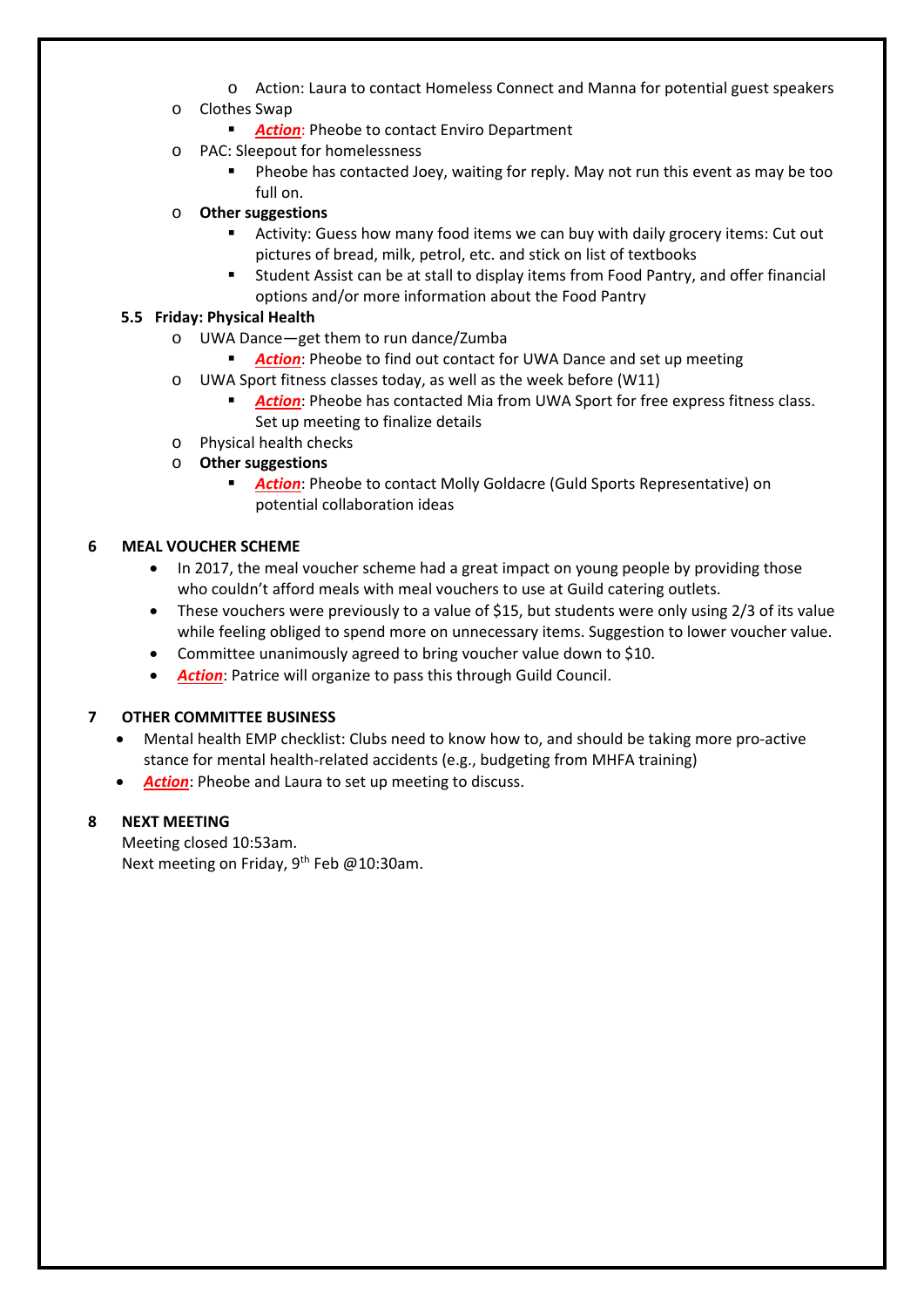- Action: Laura to contact Homeless Connect and Manna for potential guest speakers
  - Clothes Swap
    - ***Action***: Pheobe to contact Enviro Department
  - PAC: Sleepout for homelessness
    - Pheobe has contacted Joey, waiting for reply. May not run this event as may be too full on.
  - **Other suggestions**
    - Activity: Guess how many food items we can buy with daily grocery items: Cut out pictures of bread, milk, petrol, etc. and stick on list of textbooks
    - Student Assist can be at stall to display items from Food Pantry, and offer financial options and/or more information about the Food Pantry

**5.5 Friday: Physical Health**

  - UWA Dance—get them to run dance/Zumba
    - ***Action***: Pheobe to find out contact for UWA Dance and set up meeting
  - UWA Sport fitness classes today, as well as the week before (W11)
    - ***Action***: Pheobe has contacted Mia from UWA Sport for free express fitness class. Set up meeting to finalize details
  - Physical health checks
  - **Other suggestions**
    - ***Action***: Pheobe to contact Molly Goldacre (Guld Sports Representative) on potential collaboration ideas

## 6 MEAL VOUCHER SCHEME

- In 2017, the meal voucher scheme had a great impact on young people by providing those who couldn't afford meals with meal vouchers to use at Guild catering outlets.
- These vouchers were previously to a value of $15, but students were only using 2/3 of its value while feeling obliged to spend more on unnecessary items. Suggestion to lower voucher value.
- Committee unanimously agreed to bring voucher value down to $10.
- ***Action***: Patrice will organize to pass this through Guild Council.

## 7 OTHER COMMITTEE BUSINESS

- Mental health EMP checklist: Clubs need to know how to, and should be taking more pro-active stance for mental health-related accidents (e.g., budgeting from MHFA training)
- ***Action***: Pheobe and Laura to set up meeting to discuss.

## 8 NEXT MEETING

Meeting closed 10:53am.
Next meeting on Friday, 9th Feb @10:30am.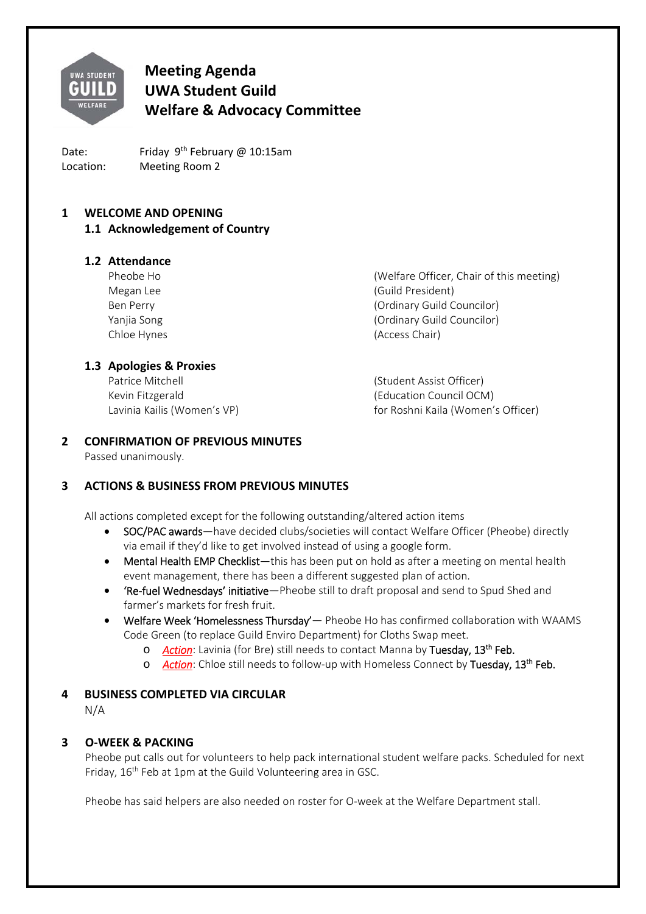# Meeting Agenda
# UWA Student Guild
# Welfare & Advocacy Committee

Date: Friday 9th February @ 10:15am
Location: Meeting Room 2

## 1 WELCOME AND OPENING

### 1.1 Acknowledgement of Country

### 1.2 Attendance

| | |
|---|---|
| Pheobe Ho | (Welfare Officer, Chair of this meeting) |
| Megan Lee | (Guild President) |
| Ben Perry | (Ordinary Guild Councilor) |
| Yanjia Song | (Ordinary Guild Councilor) |
| Chloe Hynes | (Access Chair) |

### 1.3 Apologies & Proxies

| | |
|---|---|
| Patrice Mitchell | (Student Assist Officer) |
| Kevin Fitzgerald | (Education Council OCM) |
| Lavinia Kailis (Women's VP) | for Roshni Kaila (Women's Officer) |

## 2 CONFIRMATION OF PREVIOUS MINUTES

Passed unanimously.

## 3 ACTIONS & BUSINESS FROM PREVIOUS MINUTES

All actions completed except for the following outstanding/altered action items

- SOC/PAC awards—have decided clubs/societies will contact Welfare Officer (Pheobe) directly via email if they'd like to get involved instead of using a google form.
- Mental Health EMP Checklist—this has been put on hold as after a meeting on mental health event management, there has been a different suggested plan of action.
- 'Re-fuel Wednesdays' initiative—Pheobe still to draft proposal and send to Spud Shed and farmer's markets for fresh fruit.
- Welfare Week 'Homelessness Thursday'— Pheobe Ho has confirmed collaboration with WAAMS Code Green (to replace Guild Enviro Department) for Cloths Swap meet.
  - *Action*: Lavinia (for Bre) still needs to contact Manna by **Tuesday, 13th Feb.**
  - *Action*: Chloe still needs to follow-up with Homeless Connect by **Tuesday, 13th Feb.**

## 4 BUSINESS COMPLETED VIA CIRCULAR

N/A

## 3 O-WEEK & PACKING

Pheobe put calls out for volunteers to help pack international student welfare packs. Scheduled for next Friday, 16th Feb at 1pm at the Guild Volunteering area in GSC.

Pheobe has said helpers are also needed on roster for O-week at the Welfare Department stall.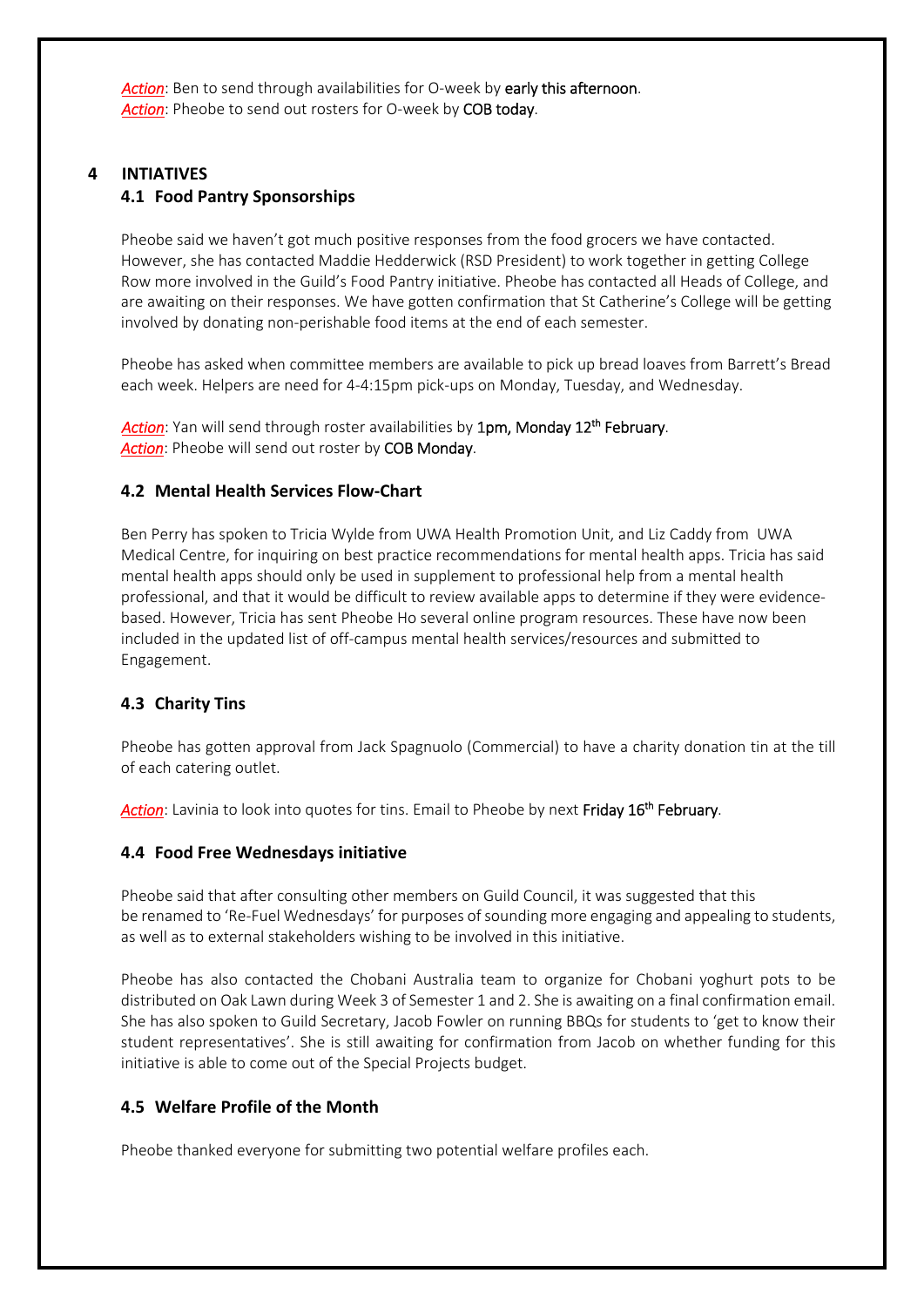*Action*: Ben to send through availabilities for O-week by early this afternoon.
*Action*: Pheobe to send out rosters for O-week by COB today.

## 4 INTIATIVES

### 4.1 Food Pantry Sponsorships

Pheobe said we haven't got much positive responses from the food grocers we have contacted. However, she has contacted Maddie Hedderwick (RSD President) to work together in getting College Row more involved in the Guild's Food Pantry initiative. Pheobe has contacted all Heads of College, and are awaiting on their responses. We have gotten confirmation that St Catherine's College will be getting involved by donating non-perishable food items at the end of each semester.

Pheobe has asked when committee members are available to pick up bread loaves from Barrett's Bread each week. Helpers are need for 4-4:15pm pick-ups on Monday, Tuesday, and Wednesday.

*Action*: Yan will send through roster availabilities by 1pm, Monday 12th February.
*Action*: Pheobe will send out roster by COB Monday.

### 4.2 Mental Health Services Flow-Chart

Ben Perry has spoken to Tricia Wylde from UWA Health Promotion Unit, and Liz Caddy from UWA Medical Centre, for inquiring on best practice recommendations for mental health apps. Tricia has said mental health apps should only be used in supplement to professional help from a mental health professional, and that it would be difficult to review available apps to determine if they were evidence-based. However, Tricia has sent Pheobe Ho several online program resources. These have now been included in the updated list of off-campus mental health services/resources and submitted to Engagement.

### 4.3 Charity Tins

Pheobe has gotten approval from Jack Spagnuolo (Commercial) to have a charity donation tin at the till of each catering outlet.

*Action*: Lavinia to look into quotes for tins. Email to Pheobe by next Friday 16th February.

### 4.4 Food Free Wednesdays initiative

Pheobe said that after consulting other members on Guild Council, it was suggested that this be renamed to 'Re-Fuel Wednesdays' for purposes of sounding more engaging and appealing to students, as well as to external stakeholders wishing to be involved in this initiative.

Pheobe has also contacted the Chobani Australia team to organize for Chobani yoghurt pots to be distributed on Oak Lawn during Week 3 of Semester 1 and 2. She is awaiting on a final confirmation email. She has also spoken to Guild Secretary, Jacob Fowler on running BBQs for students to 'get to know their student representatives'. She is still awaiting for confirmation from Jacob on whether funding for this initiative is able to come out of the Special Projects budget.

### 4.5 Welfare Profile of the Month

Pheobe thanked everyone for submitting two potential welfare profiles each.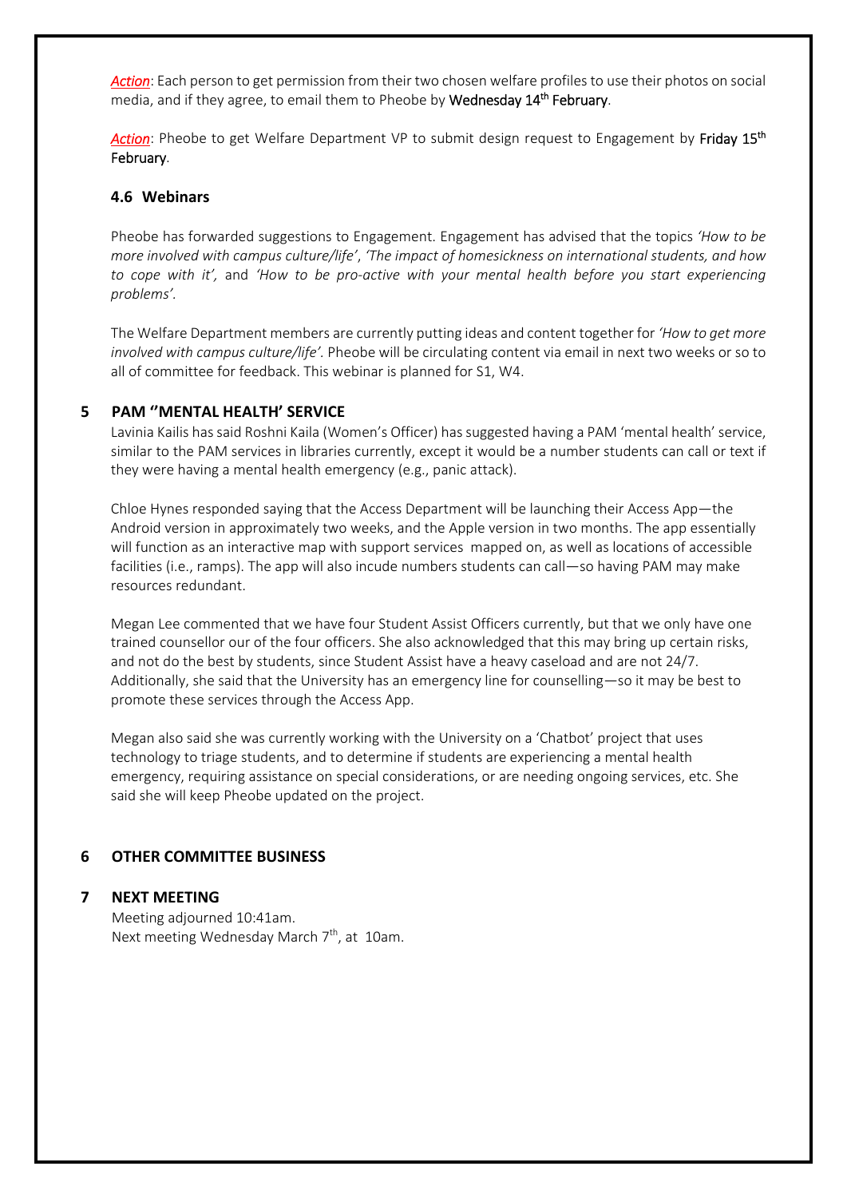*Action*: Each person to get permission from their two chosen welfare profiles to use their photos on social media, and if they agree, to email them to Pheobe by **Wednesday 14th February**.

*Action*: Pheobe to get Welfare Department VP to submit design request to Engagement by **Friday 15th February**.

### 4.6 Webinars

Pheobe has forwarded suggestions to Engagement. Engagement has advised that the topics *'How to be more involved with campus culture/life'*, *'The impact of homesickness on international students, and how to cope with it',* and *'How to be pro-active with your mental health before you start experiencing problems'.*

The Welfare Department members are currently putting ideas and content together for *'How to get more involved with campus culture/life'.* Pheobe will be circulating content via email in next two weeks or so to all of committee for feedback. This webinar is planned for S1, W4.

## 5 PAM ''MENTAL HEALTH' SERVICE

Lavinia Kailis has said Roshni Kaila (Women's Officer) has suggested having a PAM 'mental health' service, similar to the PAM services in libraries currently, except it would be a number students can call or text if they were having a mental health emergency (e.g., panic attack).

Chloe Hynes responded saying that the Access Department will be launching their Access App—the Android version in approximately two weeks, and the Apple version in two months. The app essentially will function as an interactive map with support services mapped on, as well as locations of accessible facilities (i.e., ramps). The app will also incude numbers students can call—so having PAM may make resources redundant.

Megan Lee commented that we have four Student Assist Officers currently, but that we only have one trained counsellor our of the four officers. She also acknowledged that this may bring up certain risks, and not do the best by students, since Student Assist have a heavy caseload and are not 24/7. Additionally, she said that the University has an emergency line for counselling—so it may be best to promote these services through the Access App.

Megan also said she was currently working with the University on a 'Chatbot' project that uses technology to triage students, and to determine if students are experiencing a mental health emergency, requiring assistance on special considerations, or are needing ongoing services, etc. She said she will keep Pheobe updated on the project.

## 6 OTHER COMMITTEE BUSINESS

## 7 NEXT MEETING

Meeting adjourned 10:41am.
Next meeting Wednesday March 7th, at 10am.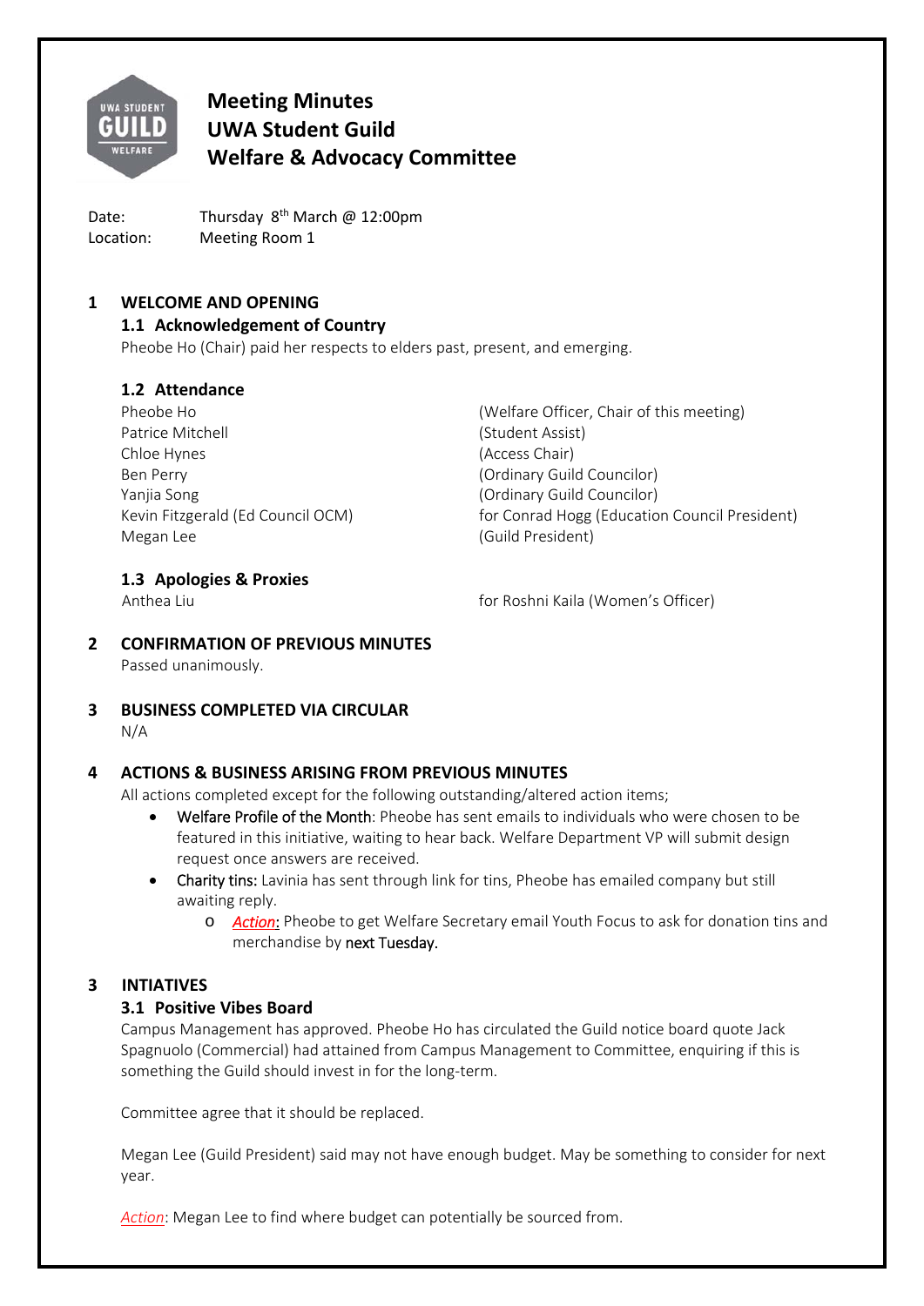# Meeting Minutes
# UWA Student Guild
# Welfare & Advocacy Committee

Date: Thursday 8th March @ 12:00pm
Location: Meeting Room 1

## 1 WELCOME AND OPENING

### 1.1 Acknowledgement of Country

Pheobe Ho (Chair) paid her respects to elders past, present, and emerging.

### 1.2 Attendance

| | |
|---|---|
| Pheobe Ho | (Welfare Officer, Chair of this meeting) |
| Patrice Mitchell | (Student Assist) |
| Chloe Hynes | (Access Chair) |
| Ben Perry | (Ordinary Guild Councilor) |
| Yanjia Song | (Ordinary Guild Councilor) |
| Kevin Fitzgerald (Ed Council OCM) | for Conrad Hogg (Education Council President) |
| Megan Lee | (Guild President) |

### 1.3 Apologies & Proxies

| | |
|---|---|
| Anthea Liu | for Roshni Kaila (Women's Officer) |

## 2 CONFIRMATION OF PREVIOUS MINUTES

Passed unanimously.

## 3 BUSINESS COMPLETED VIA CIRCULAR

N/A

## 4 ACTIONS & BUSINESS ARISING FROM PREVIOUS MINUTES

All actions completed except for the following outstanding/altered action items;

- Welfare Profile of the Month: Pheobe has sent emails to individuals who were chosen to be featured in this initiative, waiting to hear back. Welfare Department VP will submit design request once answers are received.
- Charity tins: Lavinia has sent through link for tins, Pheobe has emailed company but still awaiting reply.
  - *Action*: Pheobe to get Welfare Secretary email Youth Focus to ask for donation tins and merchandise by next Tuesday.

## 3 INTIATIVES

### 3.1 Positive Vibes Board

Campus Management has approved. Pheobe Ho has circulated the Guild notice board quote Jack Spagnuolo (Commercial) had attained from Campus Management to Committee, enquiring if this is something the Guild should invest in for the long-term.

Committee agree that it should be replaced.

Megan Lee (Guild President) said may not have enough budget. May be something to consider for next year.

*Action*: Megan Lee to find where budget can potentially be sourced from.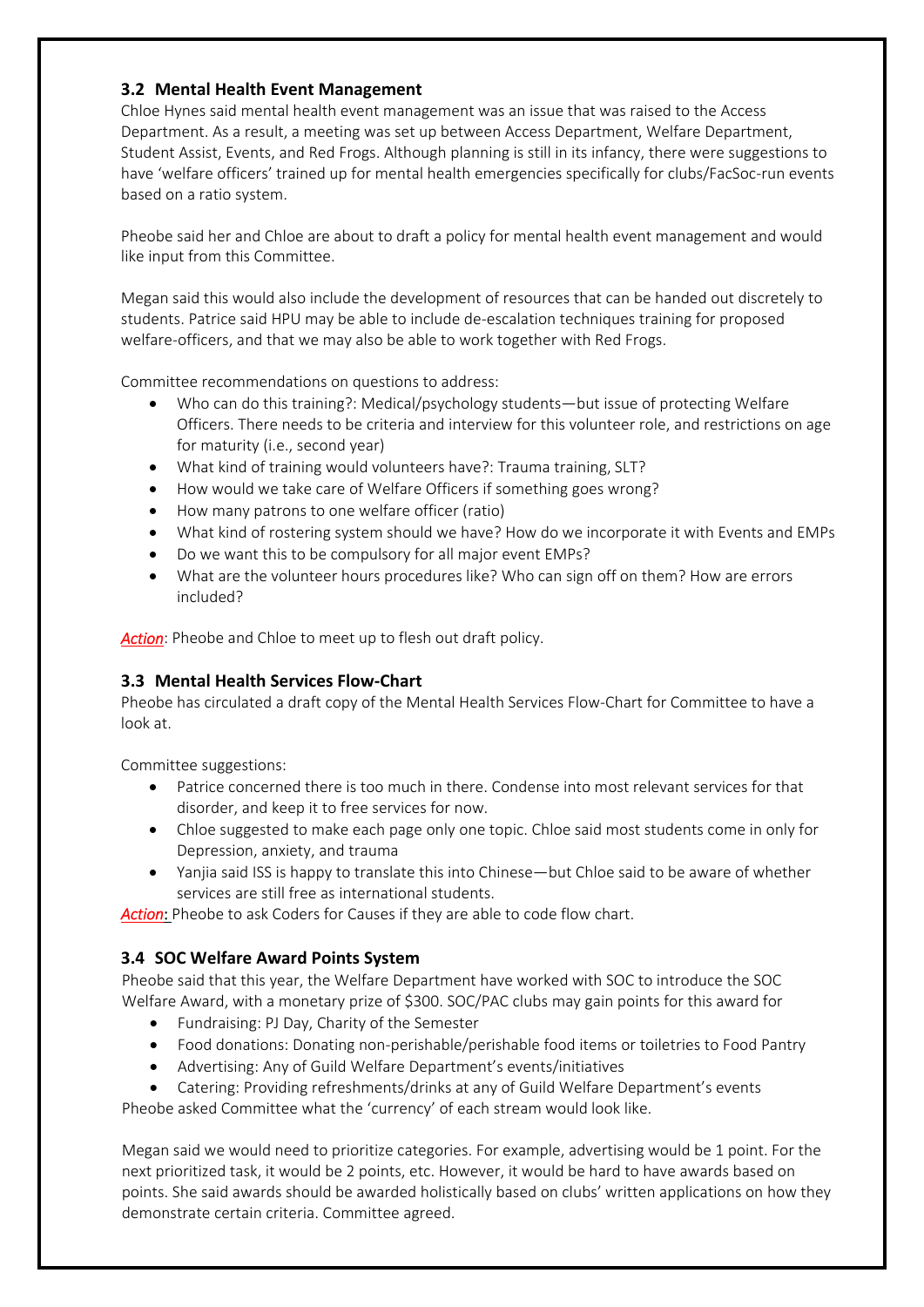### 3.2 Mental Health Event Management

Chloe Hynes said mental health event management was an issue that was raised to the Access Department. As a result, a meeting was set up between Access Department, Welfare Department, Student Assist, Events, and Red Frogs. Although planning is still in its infancy, there were suggestions to have 'welfare officers' trained up for mental health emergencies specifically for clubs/FacSoc-run events based on a ratio system.

Pheobe said her and Chloe are about to draft a policy for mental health event management and would like input from this Committee.

Megan said this would also include the development of resources that can be handed out discretely to students. Patrice said HPU may be able to include de-escalation techniques training for proposed welfare-officers, and that we may also be able to work together with Red Frogs.

Committee recommendations on questions to address:

- Who can do this training?: Medical/psychology students—but issue of protecting Welfare Officers. There needs to be criteria and interview for this volunteer role, and restrictions on age for maturity (i.e., second year)
- What kind of training would volunteers have?: Trauma training, SLT?
- How would we take care of Welfare Officers if something goes wrong?
- How many patrons to one welfare officer (ratio)
- What kind of rostering system should we have? How do we incorporate it with Events and EMPs
- Do we want this to be compulsory for all major event EMPs?
- What are the volunteer hours procedures like? Who can sign off on them? How are errors included?

*Action*: Pheobe and Chloe to meet up to flesh out draft policy.

### 3.3 Mental Health Services Flow-Chart

Pheobe has circulated a draft copy of the Mental Health Services Flow-Chart for Committee to have a look at.

Committee suggestions:

- Patrice concerned there is too much in there. Condense into most relevant services for that disorder, and keep it to free services for now.
- Chloe suggested to make each page only one topic. Chloe said most students come in only for Depression, anxiety, and trauma
- Yanjia said ISS is happy to translate this into Chinese—but Chloe said to be aware of whether services are still free as international students.

*Action*: Pheobe to ask Coders for Causes if they are able to code flow chart.

### 3.4 SOC Welfare Award Points System

Pheobe said that this year, the Welfare Department have worked with SOC to introduce the SOC Welfare Award, with a monetary prize of $300. SOC/PAC clubs may gain points for this award for

- Fundraising: PJ Day, Charity of the Semester
- Food donations: Donating non-perishable/perishable food items or toiletries to Food Pantry
- Advertising: Any of Guild Welfare Department's events/initiatives
- Catering: Providing refreshments/drinks at any of Guild Welfare Department's events

Pheobe asked Committee what the 'currency' of each stream would look like.

Megan said we would need to prioritize categories. For example, advertising would be 1 point. For the next prioritized task, it would be 2 points, etc. However, it would be hard to have awards based on points. She said awards should be awarded holistically based on clubs' written applications on how they demonstrate certain criteria. Committee agreed.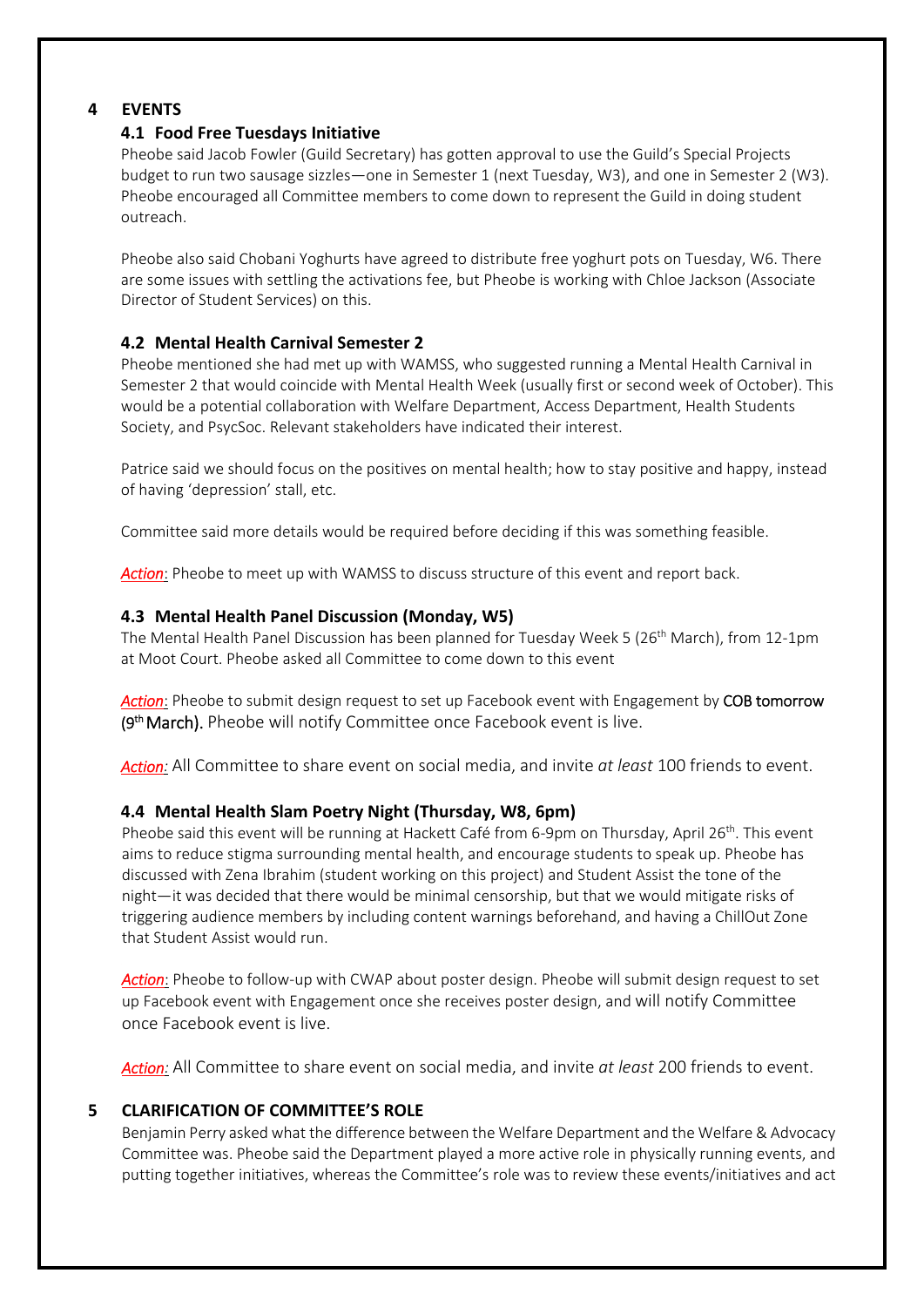## 4 EVENTS

### 4.1 Food Free Tuesdays Initiative

Pheobe said Jacob Fowler (Guild Secretary) has gotten approval to use the Guild's Special Projects budget to run two sausage sizzles—one in Semester 1 (next Tuesday, W3), and one in Semester 2 (W3). Pheobe encouraged all Committee members to come down to represent the Guild in doing student outreach.

Pheobe also said Chobani Yoghurts have agreed to distribute free yoghurt pots on Tuesday, W6. There are some issues with settling the activations fee, but Pheobe is working with Chloe Jackson (Associate Director of Student Services) on this.

### 4.2 Mental Health Carnival Semester 2

Pheobe mentioned she had met up with WAMSS, who suggested running a Mental Health Carnival in Semester 2 that would coincide with Mental Health Week (usually first or second week of October). This would be a potential collaboration with Welfare Department, Access Department, Health Students Society, and PsycSoc. Relevant stakeholders have indicated their interest.

Patrice said we should focus on the positives on mental health; how to stay positive and happy, instead of having 'depression' stall, etc.

Committee said more details would be required before deciding if this was something feasible.

***Action***: Pheobe to meet up with WAMSS to discuss structure of this event and report back.

### 4.3 Mental Health Panel Discussion (Monday, W5)

The Mental Health Panel Discussion has been planned for Tuesday Week 5 (26th March), from 12-1pm at Moot Court. Pheobe asked all Committee to come down to this event

***Action***: Pheobe to submit design request to set up Facebook event with Engagement by COB tomorrow (9th March). Pheobe will notify Committee once Facebook event is live.

***Action:*** All Committee to share event on social media, and invite *at least* 100 friends to event.

### 4.4 Mental Health Slam Poetry Night (Thursday, W8, 6pm)

Pheobe said this event will be running at Hackett Café from 6-9pm on Thursday, April 26th. This event aims to reduce stigma surrounding mental health, and encourage students to speak up. Pheobe has discussed with Zena Ibrahim (student working on this project) and Student Assist the tone of the night—it was decided that there would be minimal censorship, but that we would mitigate risks of triggering audience members by including content warnings beforehand, and having a ChillOut Zone that Student Assist would run.

***Action***: Pheobe to follow-up with CWAP about poster design. Pheobe will submit design request to set up Facebook event with Engagement once she receives poster design, and will notify Committee once Facebook event is live.

***Action:*** All Committee to share event on social media, and invite *at least* 200 friends to event.

## 5 CLARIFICATION OF COMMITTEE'S ROLE

Benjamin Perry asked what the difference between the Welfare Department and the Welfare & Advocacy Committee was. Pheobe said the Department played a more active role in physically running events, and putting together initiatives, whereas the Committee's role was to review these events/initiatives and act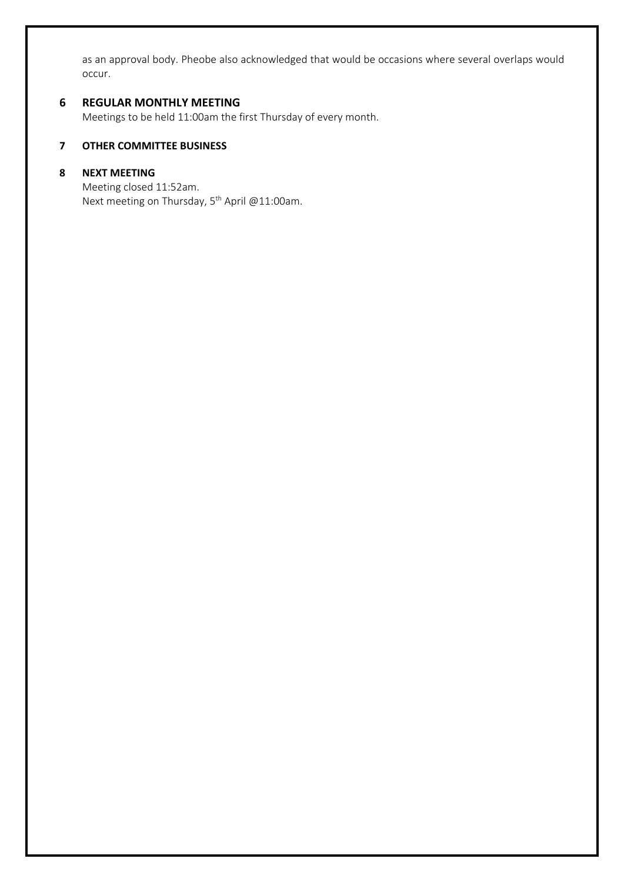as an approval body. Pheobe also acknowledged that would be occasions where several overlaps would occur.

## 6 REGULAR MONTHLY MEETING

Meetings to be held 11:00am the first Thursday of every month.

## 7 OTHER COMMITTEE BUSINESS

## 8 NEXT MEETING

Meeting closed 11:52am.
Next meeting on Thursday, 5th April @11:00am.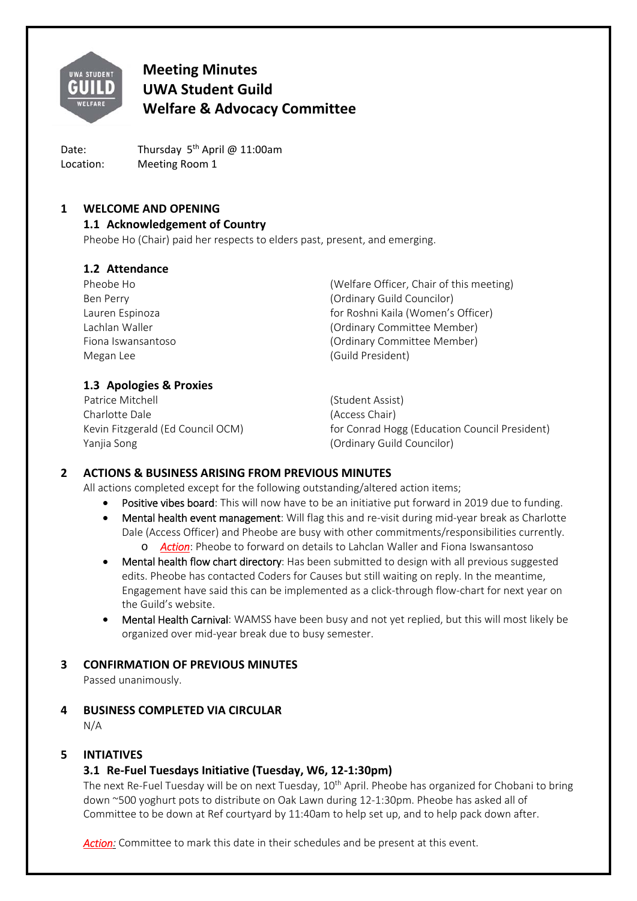# Meeting Minutes
# UWA Student Guild
# Welfare & Advocacy Committee

Date: Thursday 5th April @ 11:00am
Location: Meeting Room 1

## 1 WELCOME AND OPENING

### 1.1 Acknowledgement of Country

Pheobe Ho (Chair) paid her respects to elders past, present, and emerging.

### 1.2 Attendance

| | |
|---|---|
| Pheobe Ho | (Welfare Officer, Chair of this meeting) |
| Ben Perry | (Ordinary Guild Councilor) |
| Lauren Espinoza | for Roshni Kaila (Women's Officer) |
| Lachlan Waller | (Ordinary Committee Member) |
| Fiona Iswansantoso | (Ordinary Committee Member) |
| Megan Lee | (Guild President) |

### 1.3 Apologies & Proxies

| | |
|---|---|
| Patrice Mitchell | (Student Assist) |
| Charlotte Dale | (Access Chair) |
| Kevin Fitzgerald (Ed Council OCM) | for Conrad Hogg (Education Council President) |
| Yanjia Song | (Ordinary Guild Councilor) |

## 2 ACTIONS & BUSINESS ARISING FROM PREVIOUS MINUTES

All actions completed except for the following outstanding/altered action items;

- Positive vibes board: This will now have to be an initiative put forward in 2019 due to funding.
- Mental health event management: Will flag this and re-visit during mid-year break as Charlotte Dale (Access Officer) and Pheobe are busy with other commitments/responsibilities currently.
  - *Action*: Pheobe to forward on details to Lahclan Waller and Fiona Iswansantoso
- Mental health flow chart directory: Has been submitted to design with all previous suggested edits. Pheobe has contacted Coders for Causes but still waiting on reply. In the meantime, Engagement have said this can be implemented as a click-through flow-chart for next year on the Guild's website.
- Mental Health Carnival: WAMSS have been busy and not yet replied, but this will most likely be organized over mid-year break due to busy semester.

## 3 CONFIRMATION OF PREVIOUS MINUTES

Passed unanimously.

## 4 BUSINESS COMPLETED VIA CIRCULAR

N/A

## 5 INTIATIVES

### 3.1 Re-Fuel Tuesdays Initiative (Tuesday, W6, 12-1:30pm)

The next Re-Fuel Tuesday will be on next Tuesday, 10th April. Pheobe has organized for Chobani to bring down ~500 yoghurt pots to distribute on Oak Lawn during 12-1:30pm. Pheobe has asked all of Committee to be down at Ref courtyard by 11:40am to help set up, and to help pack down after.

*Action:* Committee to mark this date in their schedules and be present at this event.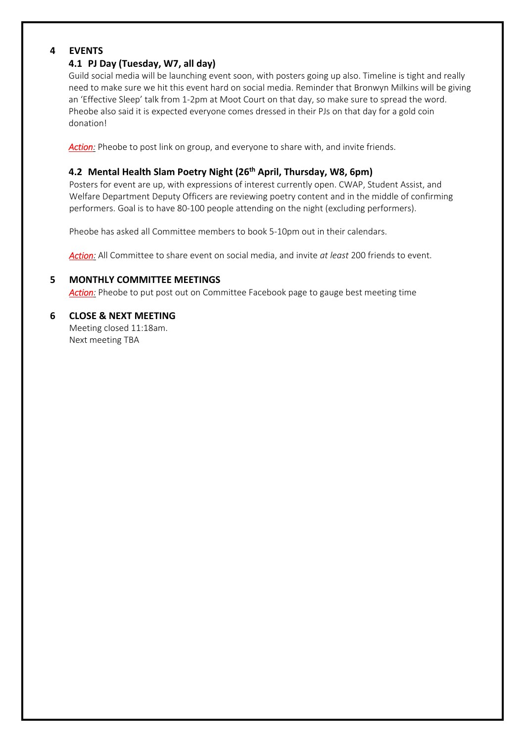## 4 EVENTS

### 4.1 PJ Day (Tuesday, W7, all day)

Guild social media will be launching event soon, with posters going up also. Timeline is tight and really need to make sure we hit this event hard on social media. Reminder that Bronwyn Milkins will be giving an 'Effective Sleep' talk from 1-2pm at Moot Court on that day, so make sure to spread the word. Pheobe also said it is expected everyone comes dressed in their PJs on that day for a gold coin donation!

***Action:*** Pheobe to post link on group, and everyone to share with, and invite friends.

### 4.2 Mental Health Slam Poetry Night (26th April, Thursday, W8, 6pm)

Posters for event are up, with expressions of interest currently open. CWAP, Student Assist, and Welfare Department Deputy Officers are reviewing poetry content and in the middle of confirming performers. Goal is to have 80-100 people attending on the night (excluding performers).

Pheobe has asked all Committee members to book 5-10pm out in their calendars.

***Action:*** All Committee to share event on social media, and invite *at least* 200 friends to event.

## 5 MONTHLY COMMITTEE MEETINGS

***Action:*** Pheobe to put post out on Committee Facebook page to gauge best meeting time

## 6 CLOSE & NEXT MEETING

Meeting closed 11:18am.
Next meeting TBA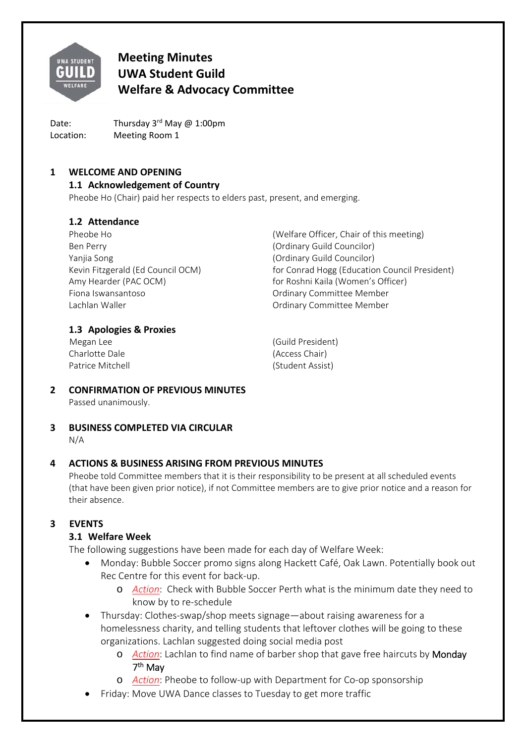# Meeting Minutes
# UWA Student Guild
# Welfare & Advocacy Committee

Date: Thursday 3rd May @ 1:00pm
Location: Meeting Room 1

## 1 WELCOME AND OPENING

### 1.1 Acknowledgement of Country

Pheobe Ho (Chair) paid her respects to elders past, present, and emerging.

### 1.2 Attendance

| | |
|---|---|
| Pheobe Ho | (Welfare Officer, Chair of this meeting) |
| Ben Perry | (Ordinary Guild Councilor) |
| Yanjia Song | (Ordinary Guild Councilor) |
| Kevin Fitzgerald (Ed Council OCM) | for Conrad Hogg (Education Council President) |
| Amy Hearder (PAC OCM) | for Roshni Kaila (Women's Officer) |
| Fiona Iswansantoso | Ordinary Committee Member |
| Lachlan Waller | Ordinary Committee Member |

### 1.3 Apologies & Proxies

| | |
|---|---|
| Megan Lee | (Guild President) |
| Charlotte Dale | (Access Chair) |
| Patrice Mitchell | (Student Assist) |

## 2 CONFIRMATION OF PREVIOUS MINUTES

Passed unanimously.

## 3 BUSINESS COMPLETED VIA CIRCULAR

N/A

## 4 ACTIONS & BUSINESS ARISING FROM PREVIOUS MINUTES

Pheobe told Committee members that it is their responsibility to be present at all scheduled events (that have been given prior notice), if not Committee members are to give prior notice and a reason for their absence.

## 3 EVENTS

### 3.1 Welfare Week

The following suggestions have been made for each day of Welfare Week:

- Monday: Bubble Soccer promo signs along Hackett Café, Oak Lawn. Potentially book out Rec Centre for this event for back-up.
  - *Action*: Check with Bubble Soccer Perth what is the minimum date they need to know by to re-schedule
- Thursday: Clothes-swap/shop meets signage—about raising awareness for a homelessness charity, and telling students that leftover clothes will be going to these organizations. Lachlan suggested doing social media post
  - *Action*: Lachlan to find name of barber shop that gave free haircuts by Monday 7th May
  - *Action*: Pheobe to follow-up with Department for Co-op sponsorship
- Friday: Move UWA Dance classes to Tuesday to get more traffic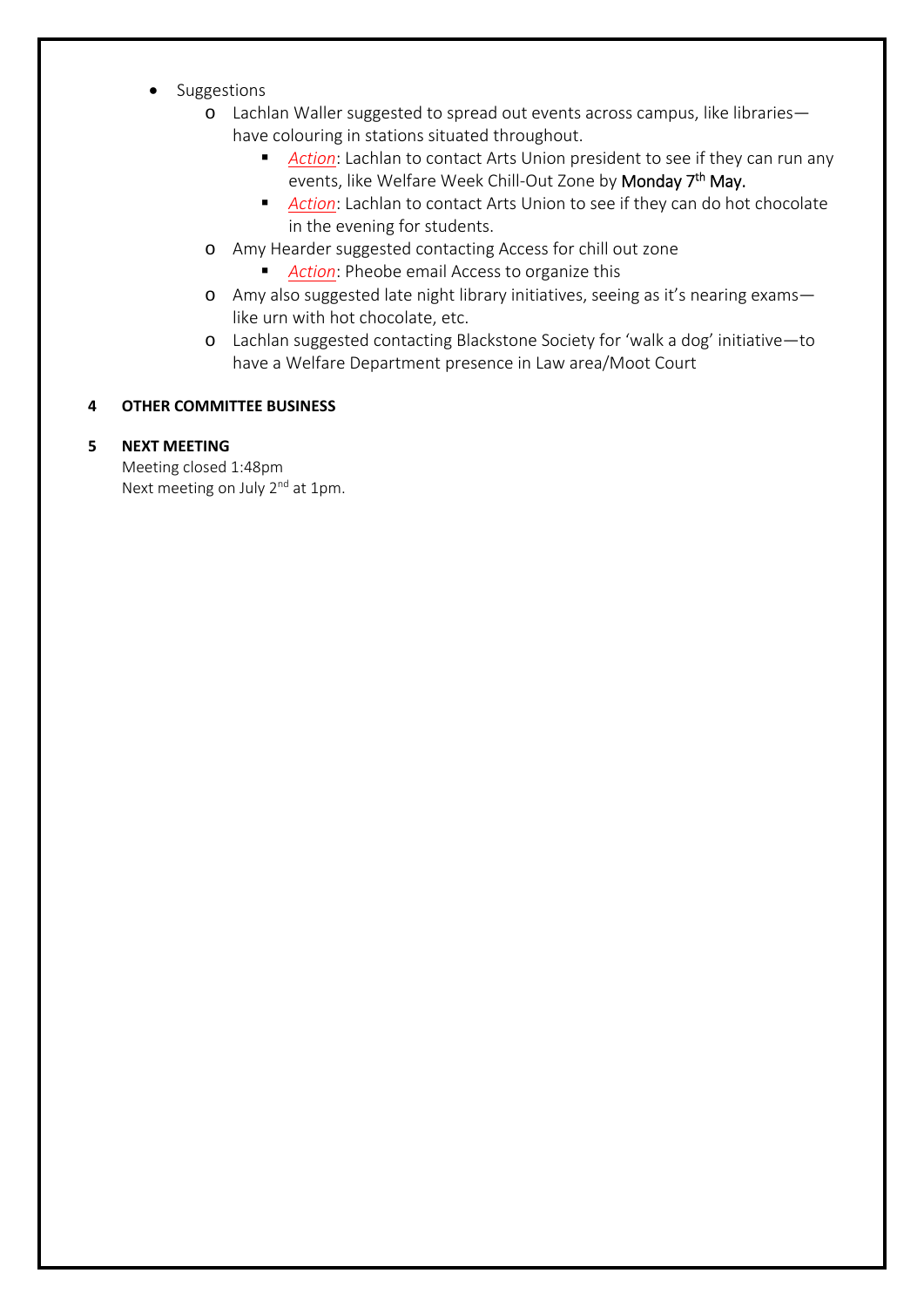- Suggestions
  - Lachlan Waller suggested to spread out events across campus, like libraries—have colouring in stations situated throughout.
    - *Action*: Lachlan to contact Arts Union president to see if they can run any events, like Welfare Week Chill-Out Zone by Monday 7th May.
    - *Action*: Lachlan to contact Arts Union to see if they can do hot chocolate in the evening for students.
  - Amy Hearder suggested contacting Access for chill out zone
    - *Action*: Pheobe email Access to organize this
  - Amy also suggested late night library initiatives, seeing as it's nearing exams—like urn with hot chocolate, etc.
  - Lachlan suggested contacting Blackstone Society for 'walk a dog' initiative—to have a Welfare Department presence in Law area/Moot Court

## 4 OTHER COMMITTEE BUSINESS

## 5 NEXT MEETING

Meeting closed 1:48pm
Next meeting on July 2nd at 1pm.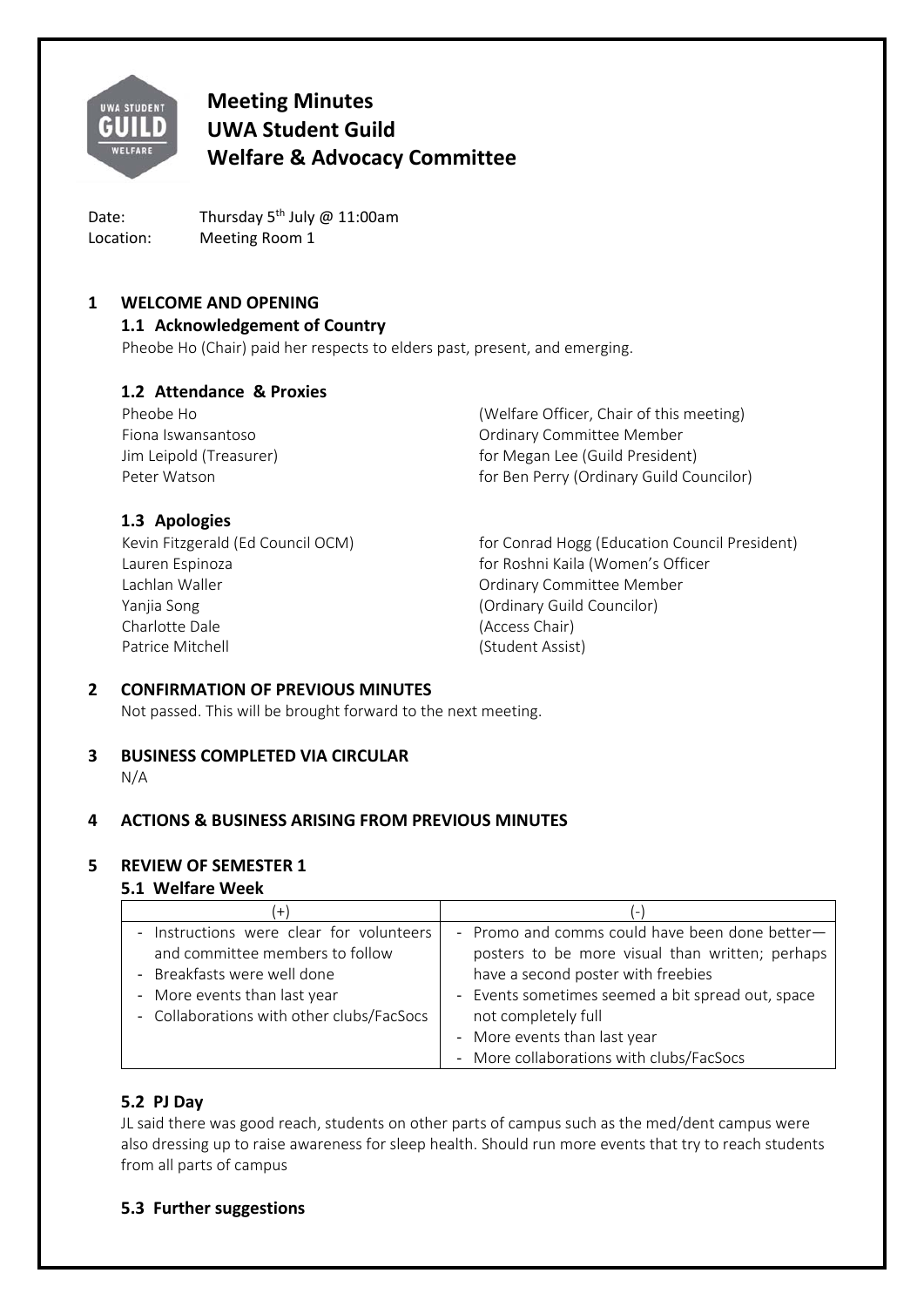# Meeting Minutes
# UWA Student Guild
# Welfare & Advocacy Committee

Date: Thursday 5th July @ 11:00am
Location: Meeting Room 1

## 1 WELCOME AND OPENING

### 1.1 Acknowledgement of Country

Pheobe Ho (Chair) paid her respects to elders past, present, and emerging.

### 1.2 Attendance & Proxies

Pheobe Ho (Welfare Officer, Chair of this meeting)
Fiona Iswansantoso Ordinary Committee Member
Jim Leipold (Treasurer) for Megan Lee (Guild President)
Peter Watson for Ben Perry (Ordinary Guild Councilor)

### 1.3 Apologies

Kevin Fitzgerald (Ed Council OCM) for Conrad Hogg (Education Council President)
Lauren Espinoza for Roshni Kaila (Women's Officer
Lachlan Waller Ordinary Committee Member
Yanjia Song (Ordinary Guild Councilor)
Charlotte Dale (Access Chair)
Patrice Mitchell (Student Assist)

## 2 CONFIRMATION OF PREVIOUS MINUTES

Not passed. This will be brought forward to the next meeting.

## 3 BUSINESS COMPLETED VIA CIRCULAR

N/A

## 4 ACTIONS & BUSINESS ARISING FROM PREVIOUS MINUTES

## 5 REVIEW OF SEMESTER 1

### 5.1 Welfare Week

| (+) | (-) |
|---|---|
| - Instructions were clear for volunteers and committee members to follow<br>- Breakfasts were well done<br>- More events than last year<br>- Collaborations with other clubs/FacSocs | - Promo and comms could have been done better—posters to be more visual than written; perhaps have a second poster with freebies<br>- Events sometimes seemed a bit spread out, space not completely full<br>- More events than last year<br>- More collaborations with clubs/FacSocs |

### 5.2 PJ Day

JL said there was good reach, students on other parts of campus such as the med/dent campus were also dressing up to raise awareness for sleep health. Should run more events that try to reach students from all parts of campus

### 5.3 Further suggestions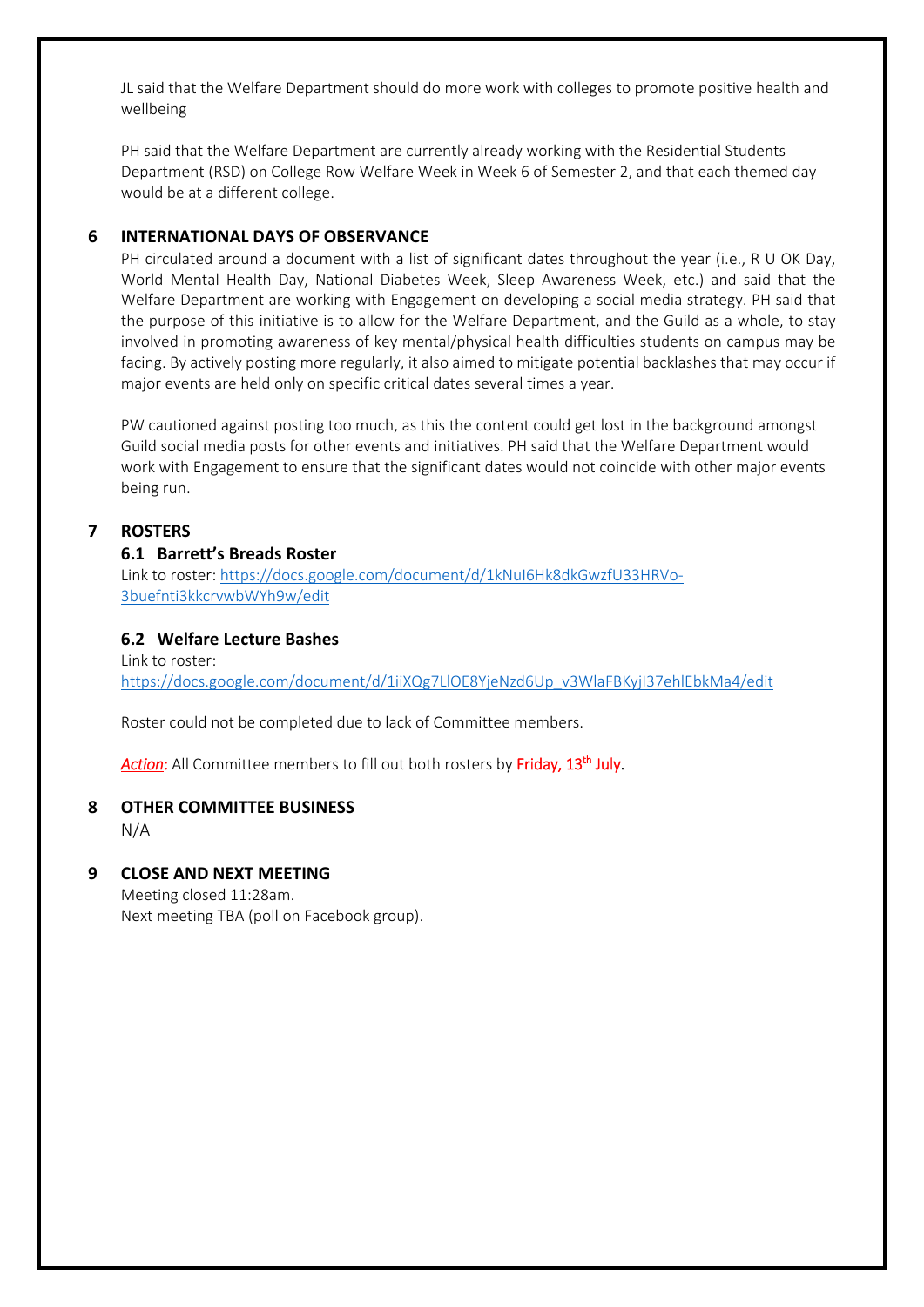JL said that the Welfare Department should do more work with colleges to promote positive health and wellbeing

PH said that the Welfare Department are currently already working with the Residential Students Department (RSD) on College Row Welfare Week in Week 6 of Semester 2, and that each themed day would be at a different college.

## 6 INTERNATIONAL DAYS OF OBSERVANCE

PH circulated around a document with a list of significant dates throughout the year (i.e., R U OK Day, World Mental Health Day, National Diabetes Week, Sleep Awareness Week, etc.) and said that the Welfare Department are working with Engagement on developing a social media strategy. PH said that the purpose of this initiative is to allow for the Welfare Department, and the Guild as a whole, to stay involved in promoting awareness of key mental/physical health difficulties students on campus may be facing. By actively posting more regularly, it also aimed to mitigate potential backlashes that may occur if major events are held only on specific critical dates several times a year.

PW cautioned against posting too much, as this the content could get lost in the background amongst Guild social media posts for other events and initiatives. PH said that the Welfare Department would work with Engagement to ensure that the significant dates would not coincide with other major events being run.

## 7 ROSTERS

### 6.1 Barrett's Breads Roster

Link to roster: https://docs.google.com/document/d/1kNuI6Hk8dkGwzfU33HRVo-3buefnti3kkcrvwbWYh9w/edit

### 6.2 Welfare Lecture Bashes

Link to roster:
https://docs.google.com/document/d/1iiXQg7LlOE8YjeNzd6Up_v3WlaFBKyjI37ehlEbkMa4/edit

Roster could not be completed due to lack of Committee members.

***Action***: All Committee members to fill out both rosters by Friday, 13th July.

## 8 OTHER COMMITTEE BUSINESS

N/A

## 9 CLOSE AND NEXT MEETING

Meeting closed 11:28am.
Next meeting TBA (poll on Facebook group).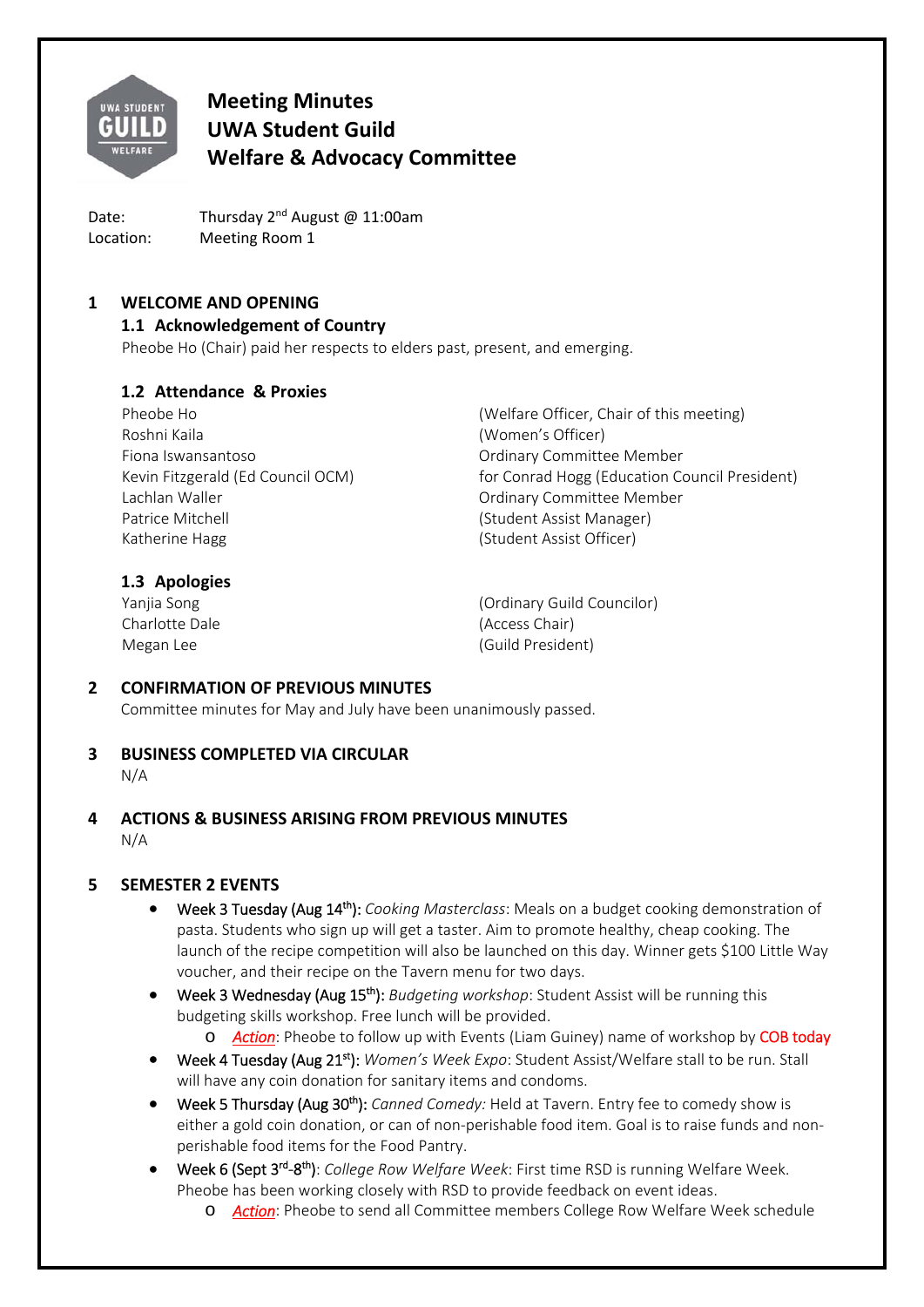# Meeting Minutes
# UWA Student Guild
# Welfare & Advocacy Committee

Date: Thursday 2nd August @ 11:00am
Location: Meeting Room 1

## 1 WELCOME AND OPENING

### 1.1 Acknowledgement of Country

Pheobe Ho (Chair) paid her respects to elders past, present, and emerging.

### 1.2 Attendance & Proxies

| | |
|---|---|
| Pheobe Ho | (Welfare Officer, Chair of this meeting) |
| Roshni Kaila | (Women's Officer) |
| Fiona Iswansantoso | Ordinary Committee Member |
| Kevin Fitzgerald (Ed Council OCM) | for Conrad Hogg (Education Council President) |
| Lachlan Waller | Ordinary Committee Member |
| Patrice Mitchell | (Student Assist Manager) |
| Katherine Hagg | (Student Assist Officer) |

### 1.3 Apologies

| | |
|---|---|
| Yanjia Song | (Ordinary Guild Councilor) |
| Charlotte Dale | (Access Chair) |
| Megan Lee | (Guild President) |

## 2 CONFIRMATION OF PREVIOUS MINUTES

Committee minutes for May and July have been unanimously passed.

## 3 BUSINESS COMPLETED VIA CIRCULAR

N/A

## 4 ACTIONS & BUSINESS ARISING FROM PREVIOUS MINUTES

N/A

## 5 SEMESTER 2 EVENTS

- Week 3 Tuesday (Aug 14th): *Cooking Masterclass*: Meals on a budget cooking demonstration of pasta. Students who sign up will get a taster. Aim to promote healthy, cheap cooking. The launch of the recipe competition will also be launched on this day. Winner gets $100 Little Way voucher, and their recipe on the Tavern menu for two days.
- Week 3 Wednesday (Aug 15th): *Budgeting workshop*: Student Assist will be running this budgeting skills workshop. Free lunch will be provided.
  - *Action*: Pheobe to follow up with Events (Liam Guiney) name of workshop by COB today
- Week 4 Tuesday (Aug 21st): *Women's Week Expo*: Student Assist/Welfare stall to be run. Stall will have any coin donation for sanitary items and condoms.
- Week 5 Thursday (Aug 30th): *Canned Comedy:* Held at Tavern. Entry fee to comedy show is either a gold coin donation, or can of non-perishable food item. Goal is to raise funds and non-perishable food items for the Food Pantry.
- Week 6 (Sept 3rd-8th): *College Row Welfare Week*: First time RSD is running Welfare Week. Pheobe has been working closely with RSD to provide feedback on event ideas.
  - *Action*: Pheobe to send all Committee members College Row Welfare Week schedule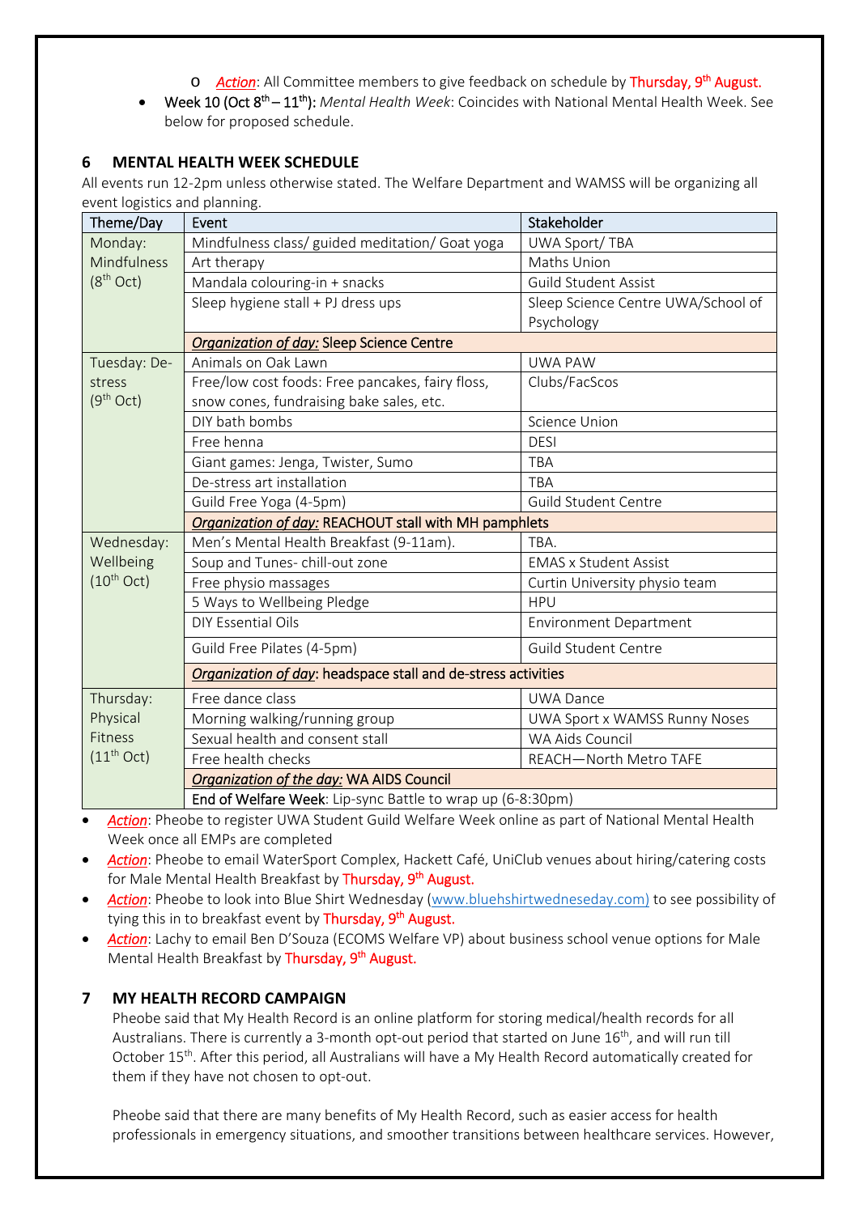- *Action*: All Committee members to give feedback on schedule by Thursday, 9th August.

- Week 10 (Oct 8th – 11th): *Mental Health Week*: Coincides with National Mental Health Week. See below for proposed schedule.

## 6 MENTAL HEALTH WEEK SCHEDULE

All events run 12-2pm unless otherwise stated. The Welfare Department and WAMSS will be organizing all event logistics and planning.

| Theme/Day | Event | Stakeholder |
|---|---|---|
| Monday: Mindfulness (8th Oct) | Mindfulness class/ guided meditation/ Goat yoga | UWA Sport/ TBA |
| | Art therapy | Maths Union |
| | Mandala colouring-in + snacks | Guild Student Assist |
| | Sleep hygiene stall + PJ dress ups | Sleep Science Centre UWA/School of Psychology |
| | *Organization of day:* Sleep Science Centre | |
| Tuesday: De-stress (9th Oct) | Animals on Oak Lawn | UWA PAW |
| | Free/low cost foods: Free pancakes, fairy floss, snow cones, fundraising bake sales, etc. | Clubs/FacScos |
| | DIY bath bombs | Science Union |
| | Free henna | DESI |
| | Giant games: Jenga, Twister, Sumo | TBA |
| | De-stress art installation | TBA |
| | Guild Free Yoga (4-5pm) | Guild Student Centre |
| | *Organization of day:* REACHOUT stall with MH pamphlets | |
| Wednesday: Wellbeing (10th Oct) | Men's Mental Health Breakfast (9-11am). | TBA. |
| | Soup and Tunes- chill-out zone | EMAS x Student Assist |
| | Free physio massages | Curtin University physio team |
| | 5 Ways to Wellbeing Pledge | HPU |
| | DIY Essential Oils | Environment Department |
| | Guild Free Pilates (4-5pm) | Guild Student Centre |
| | *Organization of day*: headspace stall and de-stress activities | |
| Thursday: Physical Fitness (11th Oct) | Free dance class | UWA Dance |
| | Morning walking/running group | UWA Sport x WAMSS Runny Noses |
| | Sexual health and consent stall | WA Aids Council |
| | Free health checks | REACH—North Metro TAFE |
| | *Organization of the day:* WA AIDS Council | |
| | **End of Welfare Week**: Lip-sync Battle to wrap up (6-8:30pm) | |

- *Action*: Pheobe to register UWA Student Guild Welfare Week online as part of National Mental Health Week once all EMPs are completed
- *Action*: Pheobe to email WaterSport Complex, Hackett Café, UniClub venues about hiring/catering costs for Male Mental Health Breakfast by Thursday, 9th August.
- *Action*: Pheobe to look into Blue Shirt Wednesday (www.bluehshirtwedneseday.com) to see possibility of tying this in to breakfast event by Thursday, 9th August.
- *Action*: Lachy to email Ben D'Souza (ECOMS Welfare VP) about business school venue options for Male Mental Health Breakfast by Thursday, 9th August.

## 7 MY HEALTH RECORD CAMPAIGN

Pheobe said that My Health Record is an online platform for storing medical/health records for all Australians. There is currently a 3-month opt-out period that started on June 16th, and will run till October 15th. After this period, all Australians will have a My Health Record automatically created for them if they have not chosen to opt-out.

Pheobe said that there are many benefits of My Health Record, such as easier access for health professionals in emergency situations, and smoother transitions between healthcare services. However,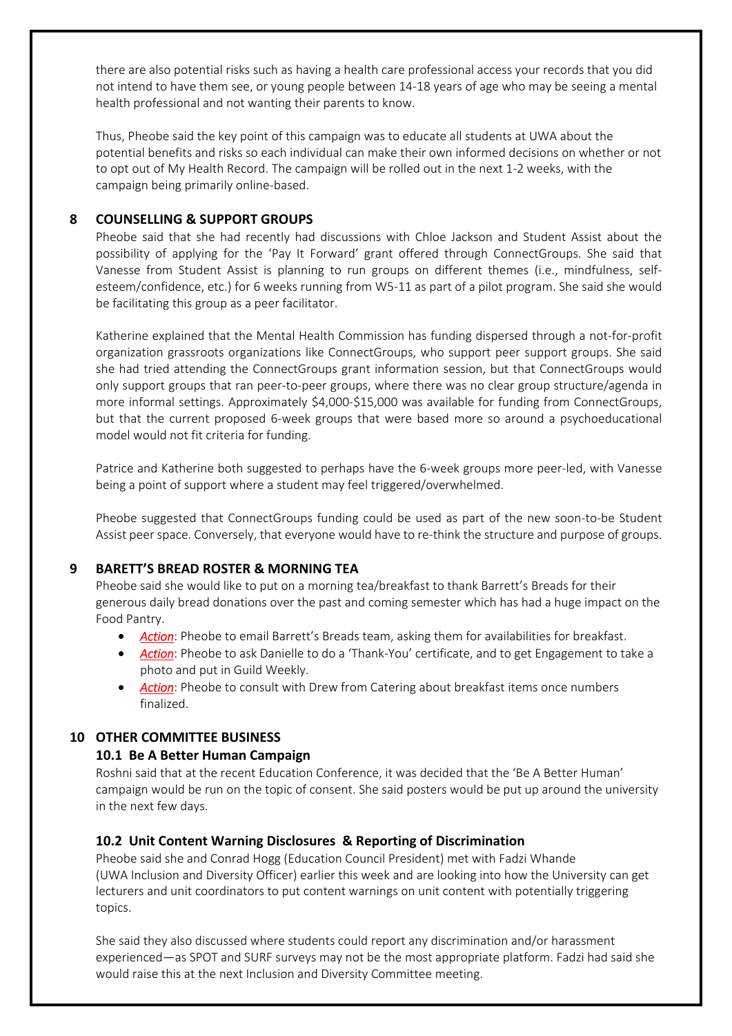there are also potential risks such as having a health care professional access your records that you did not intend to have them see, or young people between 14-18 years of age who may be seeing a mental health professional and not wanting their parents to know.

Thus, Pheobe said the key point of this campaign was to educate all students at UWA about the potential benefits and risks so each individual can make their own informed decisions on whether or not to opt out of My Health Record. The campaign will be rolled out in the next 1-2 weeks, with the campaign being primarily online-based.

## 8 COUNSELLING & SUPPORT GROUPS

Pheobe said that she had recently had discussions with Chloe Jackson and Student Assist about the possibility of applying for the 'Pay It Forward' grant offered through ConnectGroups. She said that Vanesse from Student Assist is planning to run groups on different themes (i.e., mindfulness, self-esteem/confidence, etc.) for 6 weeks running from W5-11 as part of a pilot program. She said she would be facilitating this group as a peer facilitator.

Katherine explained that the Mental Health Commission has funding dispersed through a not-for-profit organization grassroots organizations like ConnectGroups, who support peer support groups. She said she had tried attending the ConnectGroups grant information session, but that ConnectGroups would only support groups that ran peer-to-peer groups, where there was no clear group structure/agenda in more informal settings. Approximately $4,000-$15,000 was available for funding from ConnectGroups, but that the current proposed 6-week groups that were based more so around a psychoeducational model would not fit criteria for funding.

Patrice and Katherine both suggested to perhaps have the 6-week groups more peer-led, with Vanesse being a point of support where a student may feel triggered/overwhelmed.

Pheobe suggested that ConnectGroups funding could be used as part of the new soon-to-be Student Assist peer space. Conversely, that everyone would have to re-think the structure and purpose of groups.

## 9 BARETT'S BREAD ROSTER & MORNING TEA

Pheobe said she would like to put on a morning tea/breakfast to thank Barrett's Breads for their generous daily bread donations over the past and coming semester which has had a huge impact on the Food Pantry.

- ***Action***: Pheobe to email Barrett's Breads team, asking them for availabilities for breakfast.
- ***Action***: Pheobe to ask Danielle to do a 'Thank-You' certificate, and to get Engagement to take a photo and put in Guild Weekly.
- ***Action***: Pheobe to consult with Drew from Catering about breakfast items once numbers finalized.

## 10 OTHER COMMITTEE BUSINESS

### 10.1 Be A Better Human Campaign

Roshni said that at the recent Education Conference, it was decided that the 'Be A Better Human' campaign would be run on the topic of consent. She said posters would be put up around the university in the next few days.

### 10.2 Unit Content Warning Disclosures & Reporting of Discrimination

Pheobe said she and Conrad Hogg (Education Council President) met with Fadzi Whande (UWA Inclusion and Diversity Officer) earlier this week and are looking into how the University can get lecturers and unit coordinators to put content warnings on unit content with potentially triggering topics.

She said they also discussed where students could report any discrimination and/or harassment experienced—as SPOT and SURF surveys may not be the most appropriate platform. Fadzi had said she would raise this at the next Inclusion and Diversity Committee meeting.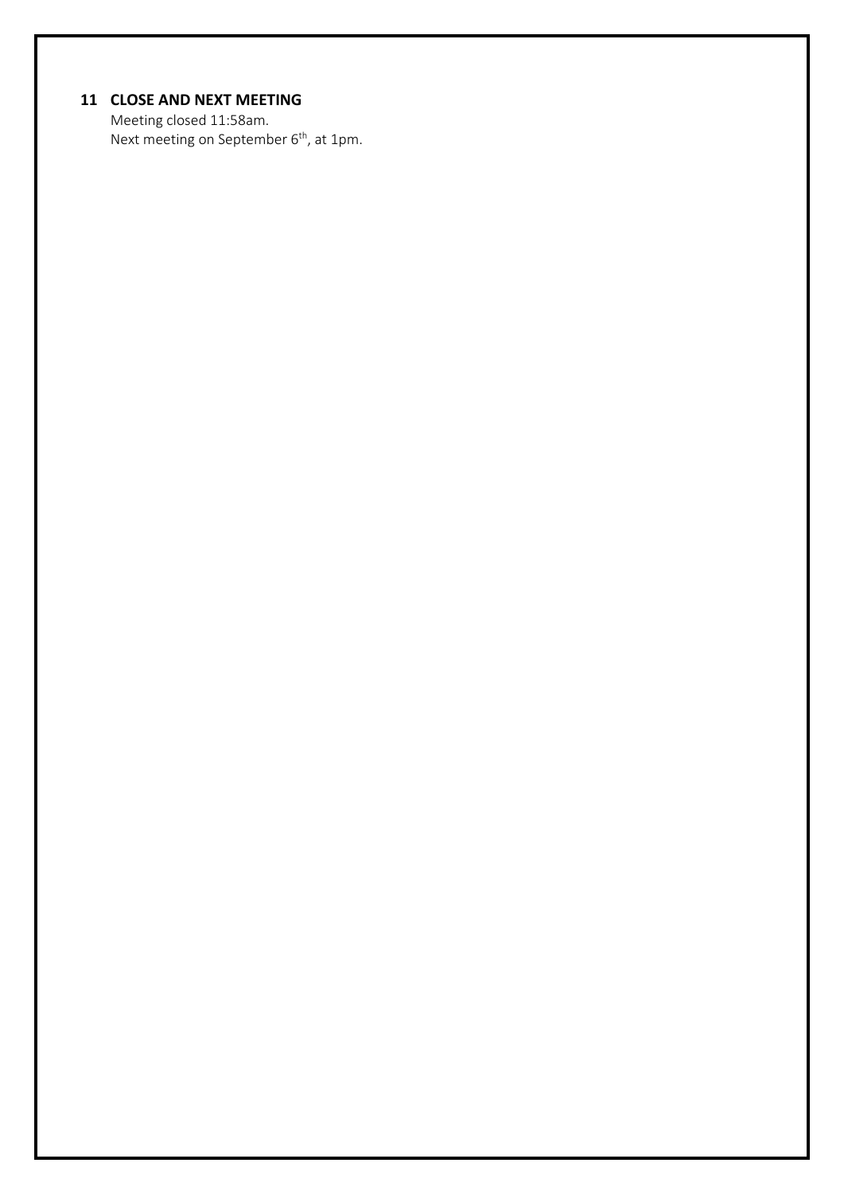## 11 CLOSE AND NEXT MEETING

Meeting closed 11:58am.
Next meeting on September 6th, at 1pm.